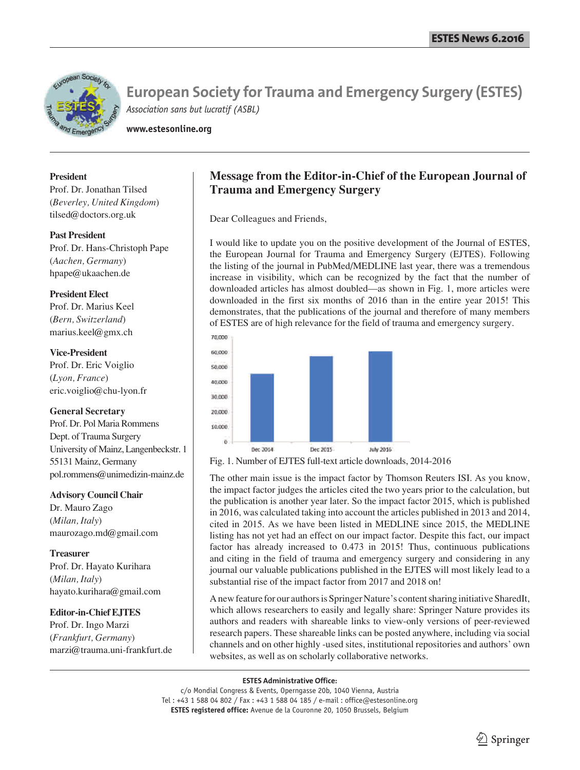# European Society for Trauma and Emergency Surgery (ESTES)

*Association sans but lucratif (ASBL)*

**www.estesonline.org**

**President**
Prof. Dr. Jonathan Tilsed
(*Beverley, United Kingdom*)
tilsed@doctors.org.uk

**Past President**
Prof. Dr. Hans-Christoph Pape
(*Aachen, Germany*)
hpape@ukaachen.de

**President Elect**
Prof. Dr. Marius Keel
(*Bern, Switzerland*)
marius.keel@gmx.ch

**Vice-President**
Prof. Dr. Eric Voiglio
(*Lyon, France*)
eric.voiglio@chu-lyon.fr

**General Secretary**
Prof. Dr. Pol Maria Rommens
Dept. of Trauma Surgery
University of Mainz, Langenbeckstr. 1
55131 Mainz, Germany
pol.rommens@unimedizin-mainz.de

**Advisory Council Chair**
Dr. Mauro Zago
(*Milan, Italy*)
maurozago.md@gmail.com

**Treasurer**
Prof. Dr. Hayato Kurihara
(*Milan, Italy*)
hayato.kurihara@gmail.com

**Editor-in-Chief EJTES**
Prof. Dr. Ingo Marzi
(*Frankfurt, Germany*)
marzi@trauma.uni-frankfurt.de

## Message from the Editor-in-Chief of the European Journal of Trauma and Emergency Surgery

Dear Colleagues and Friends,

I would like to update you on the positive development of the Journal of ESTES, the European Journal for Trauma and Emergency Surgery (EJTES). Following the listing of the journal in PubMed/MEDLINE last year, there was a tremendous increase in visibility, which can be recognized by the fact that the number of downloaded articles has almost doubled—as shown in Fig. 1, more articles were downloaded in the first six months of 2016 than in the entire year 2015! This demonstrates, that the publications of the journal and therefore of many members of ESTES are of high relevance for the field of trauma and emergency surgery.

| | Downloads |
|---|---|
| Dec 2014 | ~45,000 |
| Dec 2015 | ~57,000 |
| July 2016 | ~60,000 |

Fig. 1. Number of EJTES full-text article downloads, 2014-2016

The other main issue is the impact factor by Thomson Reuters ISI. As you know, the impact factor judges the articles cited the two years prior to the calculation, but the publication is another year later. So the impact factor 2015, which is published in 2016, was calculated taking into account the articles published in 2013 and 2014, cited in 2015. As we have been listed in MEDLINE since 2015, the MEDLINE listing has not yet had an effect on our impact factor. Despite this fact, our impact factor has already increased to 0.473 in 2015! Thus, continuous publications and citing in the field of trauma and emergency surgery and considering in any journal our valuable publications published in the EJTES will most likely lead to a substantial rise of the impact factor from 2017 and 2018 on!

A new feature for our authors is Springer Nature's content sharing initiative SharedIt, which allows researchers to easily and legally share: Springer Nature provides its authors and readers with shareable links to view-only versions of peer-reviewed research papers. These shareable links can be posted anywhere, including via social channels and on other highly -used sites, institutional repositories and authors' own websites, as well as on scholarly collaborative networks.

**ESTES Administrative Office:**
c/o Mondial Congress & Events, Operngasse 20b, 1040 Vienna, Austria
Tel : +43 1 588 04 802 / Fax : +43 1 588 04 185 / e-mail : office@estesonline.org
**ESTES registered office:** Avenue de la Couronne 20, 1050 Brussels, Belgium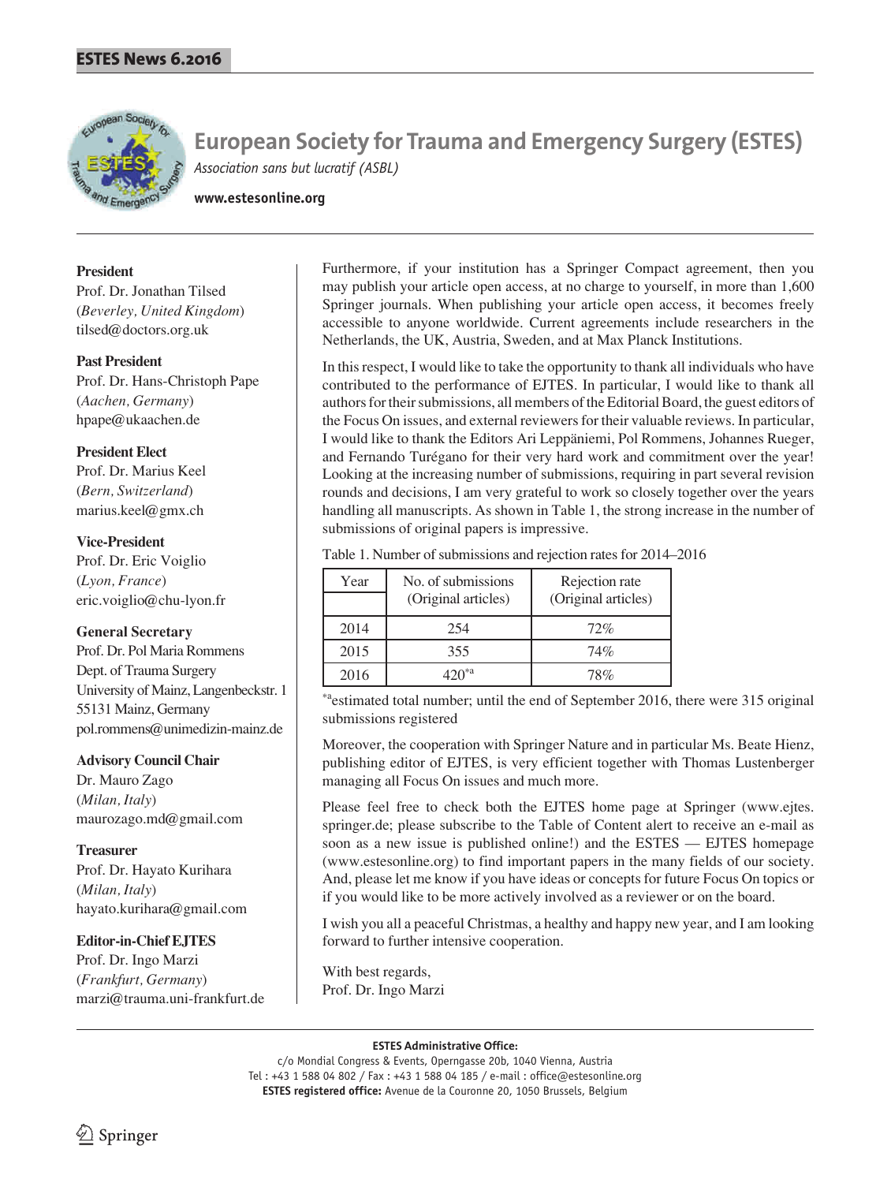# European Society for Trauma and Emergency Surgery (ESTES)

*Association sans but lucratif (ASBL)*

**www.estesonline.org**

**President**
Prof. Dr. Jonathan Tilsed
(*Beverley, United Kingdom*)
tilsed@doctors.org.uk

**Past President**
Prof. Dr. Hans-Christoph Pape
(*Aachen, Germany*)
hpape@ukaachen.de

**President Elect**
Prof. Dr. Marius Keel
(*Bern, Switzerland*)
marius.keel@gmx.ch

**Vice-President**
Prof. Dr. Eric Voiglio
(*Lyon, France*)
eric.voiglio@chu-lyon.fr

**General Secretary**
Prof. Dr. Pol Maria Rommens
Dept. of Trauma Surgery
University of Mainz, Langenbeckstr. 1
55131 Mainz, Germany
pol.rommens@unimedizin-mainz.de

**Advisory Council Chair**
Dr. Mauro Zago
(*Milan, Italy*)
maurozago.md@gmail.com

**Treasurer**
Prof. Dr. Hayato Kurihara
(*Milan, Italy*)
hayato.kurihara@gmail.com

**Editor-in-Chief EJTES**
Prof. Dr. Ingo Marzi
(*Frankfurt, Germany*)
marzi@trauma.uni-frankfurt.de

Furthermore, if your institution has a Springer Compact agreement, then you may publish your article open access, at no charge to yourself, in more than 1,600 Springer journals. When publishing your article open access, it becomes freely accessible to anyone worldwide. Current agreements include researchers in the Netherlands, the UK, Austria, Sweden, and at Max Planck Institutions.

In this respect, I would like to take the opportunity to thank all individuals who have contributed to the performance of EJTES. In particular, I would like to thank all authors for their submissions, all members of the Editorial Board, the guest editors of the Focus On issues, and external reviewers for their valuable reviews. In particular, I would like to thank the Editors Ari Leppäniemi, Pol Rommens, Johannes Rueger, and Fernando Turégano for their very hard work and commitment over the year! Looking at the increasing number of submissions, requiring in part several revision rounds and decisions, I am very grateful to work so closely together over the years handling all manuscripts. As shown in Table 1, the strong increase in the number of submissions of original papers is impressive.

Table 1. Number of submissions and rejection rates for 2014–2016

| Year | No. of submissions (Original articles) | Rejection rate (Original articles) |
|---|---|---|
| 2014 | 254 | 72% |
| 2015 | 355 | 74% |
| 2016 | 420[*a] | 78% |

[*a]estimated total number; until the end of September 2016, there were 315 original submissions registered

Moreover, the cooperation with Springer Nature and in particular Ms. Beate Hienz, publishing editor of EJTES, is very efficient together with Thomas Lustenberger managing all Focus On issues and much more.

Please feel free to check both the EJTES home page at Springer (www.ejtes.springer.de; please subscribe to the Table of Content alert to receive an e-mail as soon as a new issue is published online!) and the ESTES — EJTES homepage (www.estesonline.org) to find important papers in the many fields of our society. And, please let me know if you have ideas or concepts for future Focus On topics or if you would like to be more actively involved as a reviewer or on the board.

I wish you all a peaceful Christmas, a healthy and happy new year, and I am looking forward to further intensive cooperation.

With best regards,
Prof. Dr. Ingo Marzi

**ESTES Administrative Office:**
c/o Mondial Congress & Events, Operngasse 20b, 1040 Vienna, Austria
Tel : +43 1 588 04 802 / Fax : +43 1 588 04 185 / e-mail : office@estesonline.org
**ESTES registered office:** Avenue de la Couronne 20, 1050 Brussels, Belgium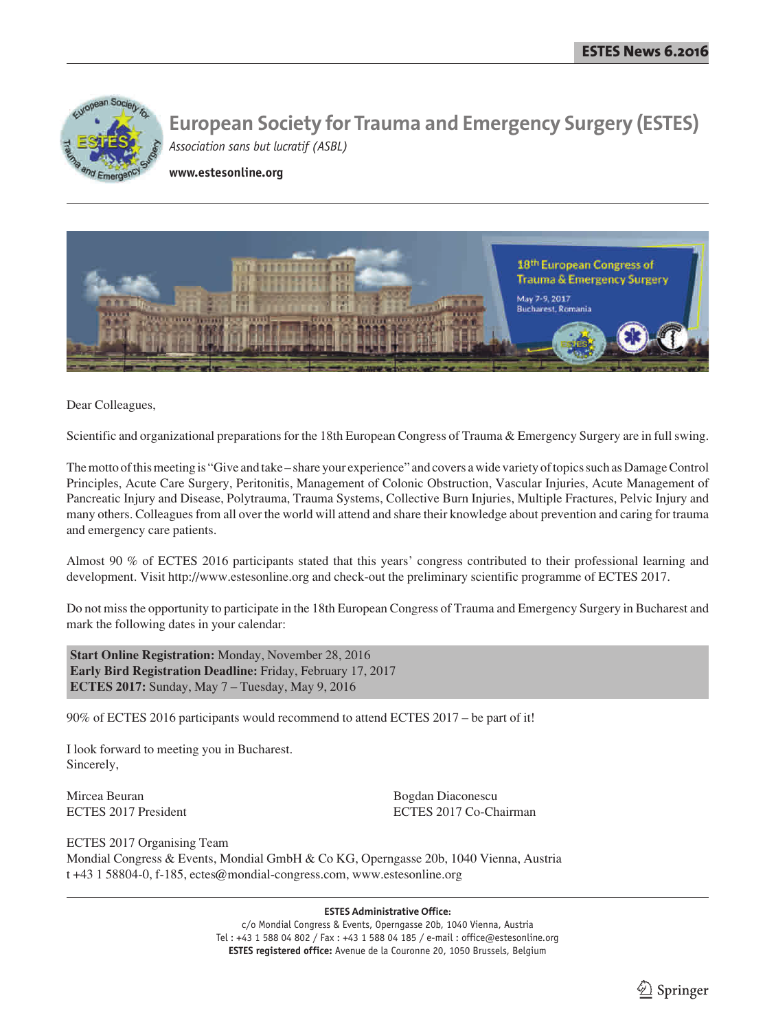# European Society for Trauma and Emergency Surgery (ESTES)

*Association sans but lucratif (ASBL)*

**www.estesonline.org**

Dear Colleagues,

Scientific and organizational preparations for the 18th European Congress of Trauma & Emergency Surgery are in full swing.

The motto of this meeting is "Give and take – share your experience" and covers a wide variety of topics such as Damage Control Principles, Acute Care Surgery, Peritonitis, Management of Colonic Obstruction, Vascular Injuries, Acute Management of Pancreatic Injury and Disease, Polytrauma, Trauma Systems, Collective Burn Injuries, Multiple Fractures, Pelvic Injury and many others. Colleagues from all over the world will attend and share their knowledge about prevention and caring for trauma and emergency care patients.

Almost 90 % of ECTES 2016 participants stated that this years' congress contributed to their professional learning and development. Visit http://www.estesonline.org and check-out the preliminary scientific programme of ECTES 2017.

Do not miss the opportunity to participate in the 18th European Congress of Trauma and Emergency Surgery in Bucharest and mark the following dates in your calendar:

**Start Online Registration:** Monday, November 28, 2016
**Early Bird Registration Deadline:** Friday, February 17, 2017
**ECTES 2017:** Sunday, May 7 – Tuesday, May 9, 2016

90% of ECTES 2016 participants would recommend to attend ECTES 2017 – be part of it!

I look forward to meeting you in Bucharest.
Sincerely,

Mircea Beuran
ECTES 2017 President

Bogdan Diaconescu
ECTES 2017 Co-Chairman

ECTES 2017 Organising Team
Mondial Congress & Events, Mondial GmbH & Co KG, Operngasse 20b, 1040 Vienna, Austria
t +43 1 58804-0, f-185, ectes@mondial-congress.com, www.estesonline.org

**ESTES Administrative Office:**
c/o Mondial Congress & Events, Operngasse 20b, 1040 Vienna, Austria
Tel : +43 1 588 04 802 / Fax : +43 1 588 04 185 / e-mail : office@estesonline.org
**ESTES registered office:** Avenue de la Couronne 20, 1050 Brussels, Belgium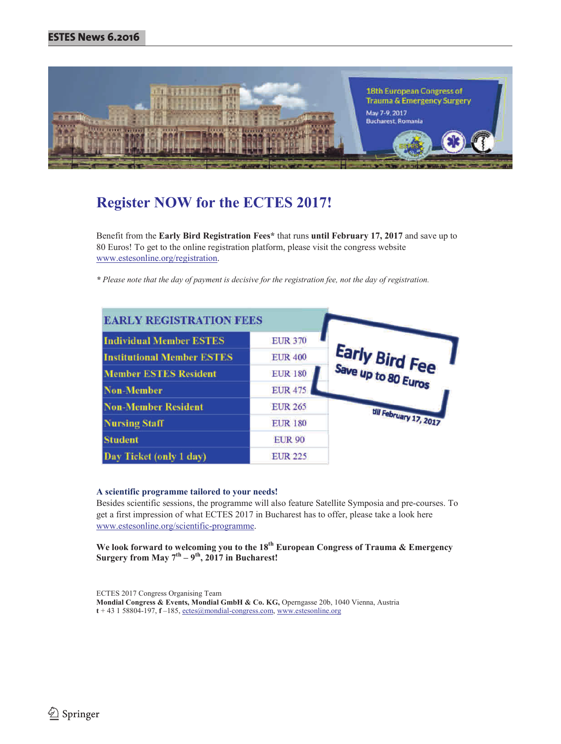18th European Congress of Trauma & Emergency Surgery

May 7-9, 2017

Bucharest, Romania

# Register NOW for the ECTES 2017!

Benefit from the **Early Bird Registration Fees*** that runs **until February 17, 2017** and save up to 80 Euros! To get to the online registration platform, please visit the congress website www.estesonline.org/registration.

*\* Please note that the day of payment is decisive for the registration fee, not the day of registration.*

| EARLY REGISTRATION FEES | |
|---|---|
| Individual Member ESTES | EUR 370 |
| Institutional Member ESTES | EUR 400 |
| Member ESTES Resident | EUR 180 |
| Non-Member | EUR 475 |
| Non-Member Resident | EUR 265 |
| Nursing Staff | EUR 180 |
| Student | EUR 90 |
| Day Ticket (only 1 day) | EUR 225 |

Early Bird Fee

Save up to 80 Euros

till February 17, 2017

**A scientific programme tailored to your needs!**

Besides scientific sessions, the programme will also feature Satellite Symposia and pre-courses. To get a first impression of what ECTES 2017 in Bucharest has to offer, please take a look here www.estesonline.org/scientific-programme.

**We look forward to welcoming you to the 18th European Congress of Trauma & Emergency Surgery from May 7th – 9th, 2017 in Bucharest!**

ECTES 2017 Congress Organising Team

**Mondial Congress & Events, Mondial GmbH & Co. KG,** Operngasse 20b, 1040 Vienna, Austria

**t** + 43 1 58804-197, **f** –185, ectes@mondial-congress.com, www.estesonline.org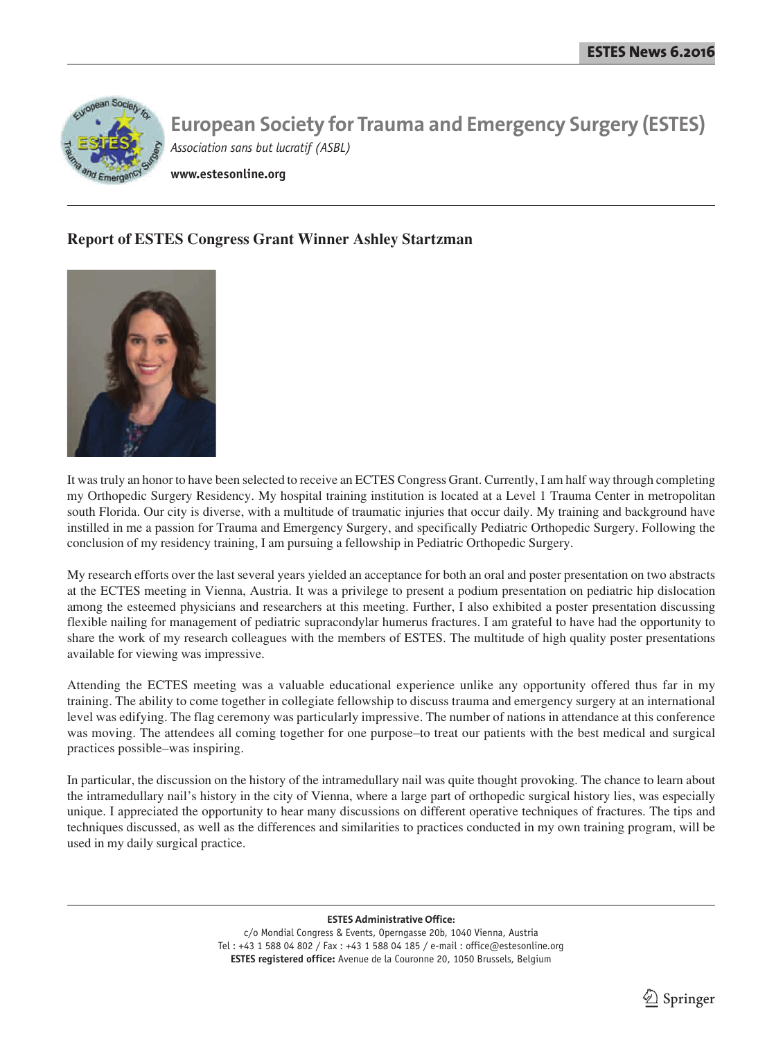# European Society for Trauma and Emergency Surgery (ESTES)

*Association sans but lucratif (ASBL)*

**www.estesonline.org**

## Report of ESTES Congress Grant Winner Ashley Startzman

It was truly an honor to have been selected to receive an ECTES Congress Grant. Currently, I am half way through completing my Orthopedic Surgery Residency. My hospital training institution is located at a Level 1 Trauma Center in metropolitan south Florida. Our city is diverse, with a multitude of traumatic injuries that occur daily. My training and background have instilled in me a passion for Trauma and Emergency Surgery, and specifically Pediatric Orthopedic Surgery. Following the conclusion of my residency training, I am pursuing a fellowship in Pediatric Orthopedic Surgery.

My research efforts over the last several years yielded an acceptance for both an oral and poster presentation on two abstracts at the ECTES meeting in Vienna, Austria. It was a privilege to present a podium presentation on pediatric hip dislocation among the esteemed physicians and researchers at this meeting. Further, I also exhibited a poster presentation discussing flexible nailing for management of pediatric supracondylar humerus fractures. I am grateful to have had the opportunity to share the work of my research colleagues with the members of ESTES. The multitude of high quality poster presentations available for viewing was impressive.

Attending the ECTES meeting was a valuable educational experience unlike any opportunity offered thus far in my training. The ability to come together in collegiate fellowship to discuss trauma and emergency surgery at an international level was edifying. The flag ceremony was particularly impressive. The number of nations in attendance at this conference was moving. The attendees all coming together for one purpose–to treat our patients with the best medical and surgical practices possible–was inspiring.

In particular, the discussion on the history of the intramedullary nail was quite thought provoking. The chance to learn about the intramedullary nail's history in the city of Vienna, where a large part of orthopedic surgical history lies, was especially unique. I appreciated the opportunity to hear many discussions on different operative techniques of fractures. The tips and techniques discussed, as well as the differences and similarities to practices conducted in my own training program, will be used in my daily surgical practice.

**ESTES Administrative Office:**
c/o Mondial Congress & Events, Operngasse 20b, 1040 Vienna, Austria
Tel : +43 1 588 04 802 / Fax : +43 1 588 04 185 / e-mail : office@estesonline.org
**ESTES registered office:** Avenue de la Couronne 20, 1050 Brussels, Belgium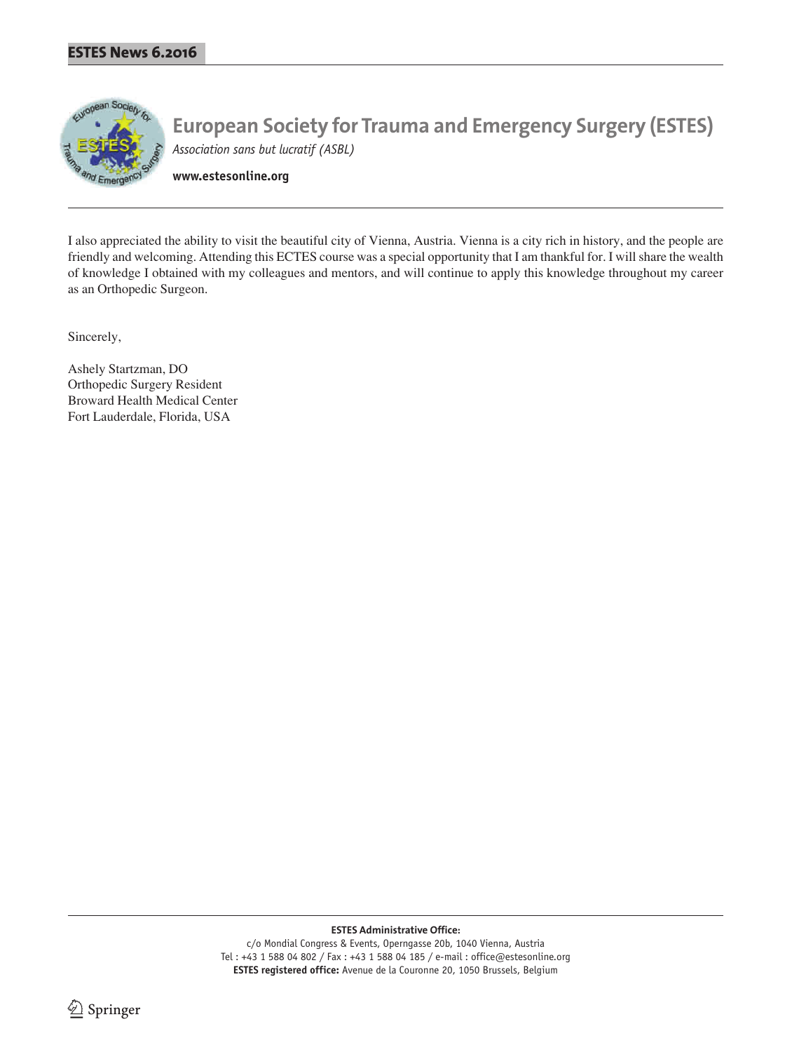I also appreciated the ability to visit the beautiful city of Vienna, Austria. Vienna is a city rich in history, and the people are friendly and welcoming. Attending this ECTES course was a special opportunity that I am thankful for. I will share the wealth of knowledge I obtained with my colleagues and mentors, and will continue to apply this knowledge throughout my career as an Orthopedic Surgeon.

Sincerely,

Ashely Startzman, DO
Orthopedic Surgery Resident
Broward Health Medical Center
Fort Lauderdale, Florida, USA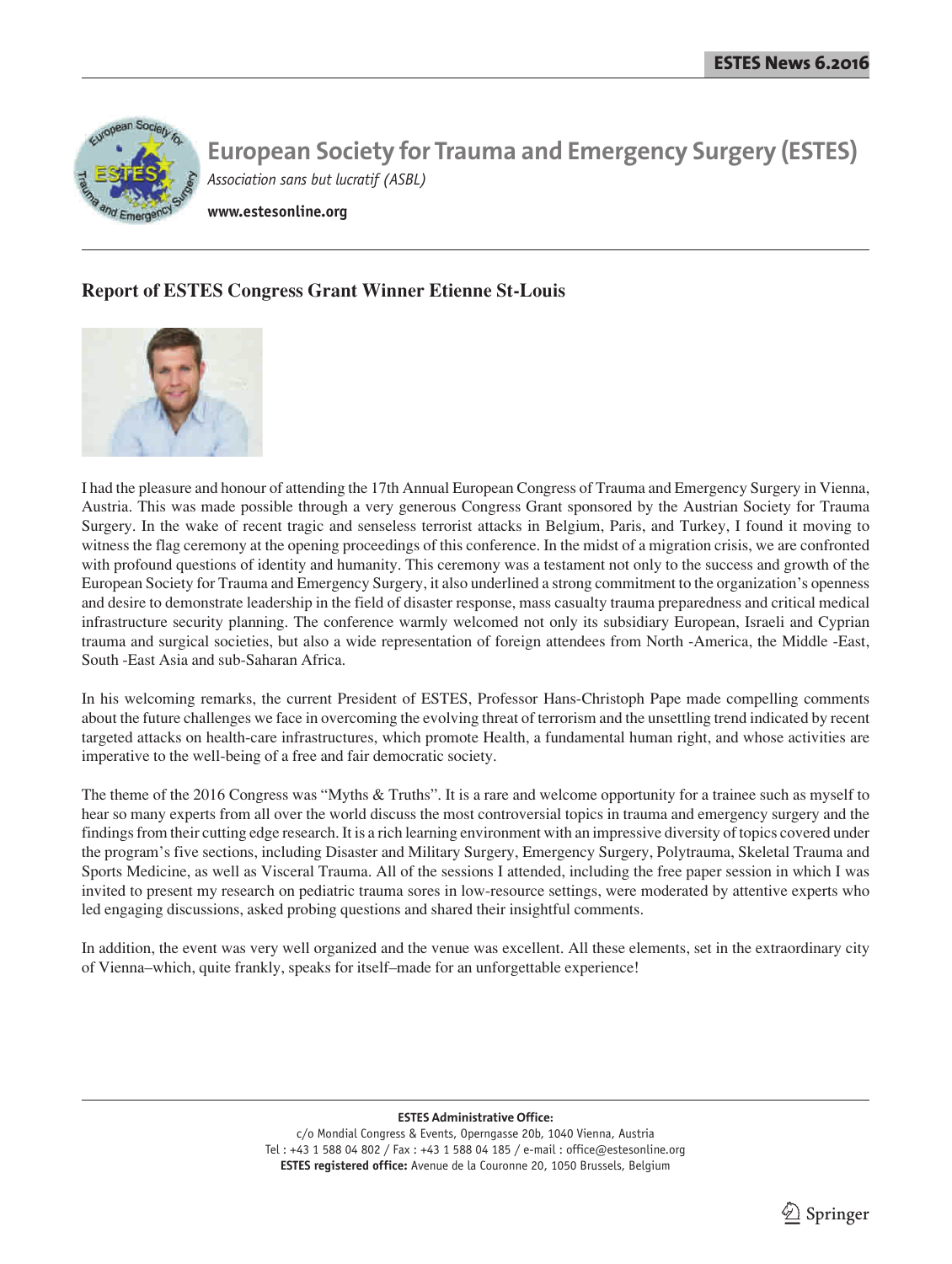# European Society for Trauma and Emergency Surgery (ESTES)

*Association sans but lucratif (ASBL)*

**www.estesonline.org**

## Report of ESTES Congress Grant Winner Etienne St-Louis

I had the pleasure and honour of attending the 17th Annual European Congress of Trauma and Emergency Surgery in Vienna, Austria. This was made possible through a very generous Congress Grant sponsored by the Austrian Society for Trauma Surgery. In the wake of recent tragic and senseless terrorist attacks in Belgium, Paris, and Turkey, I found it moving to witness the flag ceremony at the opening proceedings of this conference. In the midst of a migration crisis, we are confronted with profound questions of identity and humanity. This ceremony was a testament not only to the success and growth of the European Society for Trauma and Emergency Surgery, it also underlined a strong commitment to the organization's openness and desire to demonstrate leadership in the field of disaster response, mass casualty trauma preparedness and critical medical infrastructure security planning. The conference warmly welcomed not only its subsidiary European, Israeli and Cyprian trauma and surgical societies, but also a wide representation of foreign attendees from North -America, the Middle -East, South -East Asia and sub-Saharan Africa.

In his welcoming remarks, the current President of ESTES, Professor Hans-Christoph Pape made compelling comments about the future challenges we face in overcoming the evolving threat of terrorism and the unsettling trend indicated by recent targeted attacks on health-care infrastructures, which promote Health, a fundamental human right, and whose activities are imperative to the well-being of a free and fair democratic society.

The theme of the 2016 Congress was "Myths & Truths". It is a rare and welcome opportunity for a trainee such as myself to hear so many experts from all over the world discuss the most controversial topics in trauma and emergency surgery and the findings from their cutting edge research. It is a rich learning environment with an impressive diversity of topics covered under the program's five sections, including Disaster and Military Surgery, Emergency Surgery, Polytrauma, Skeletal Trauma and Sports Medicine, as well as Visceral Trauma. All of the sessions I attended, including the free paper session in which I was invited to present my research on pediatric trauma sores in low-resource settings, were moderated by attentive experts who led engaging discussions, asked probing questions and shared their insightful comments.

In addition, the event was very well organized and the venue was excellent. All these elements, set in the extraordinary city of Vienna–which, quite frankly, speaks for itself–made for an unforgettable experience!

**ESTES Administrative Office:**
c/o Mondial Congress & Events, Operngasse 20b, 1040 Vienna, Austria
Tel : +43 1 588 04 802 / Fax : +43 1 588 04 185 / e-mail : office@estesonline.org
**ESTES registered office:** Avenue de la Couronne 20, 1050 Brussels, Belgium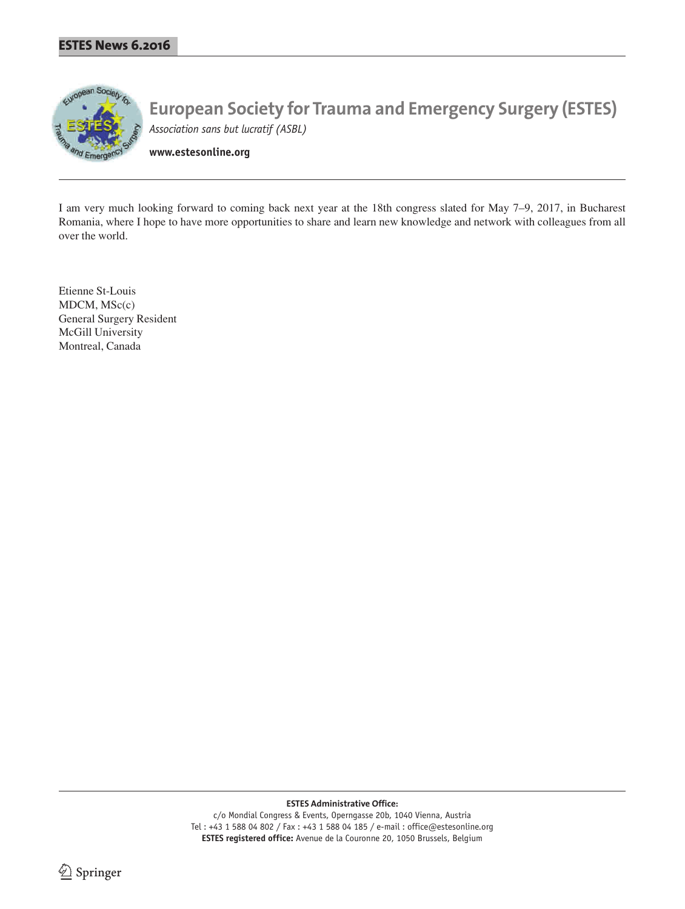I am very much looking forward to coming back next year at the 18th congress slated for May 7–9, 2017, in Bucharest Romania, where I hope to have more opportunities to share and learn new knowledge and network with colleagues from all over the world.

Etienne St-Louis
MDCM, MSc(c)
General Surgery Resident
McGill University
Montreal, Canada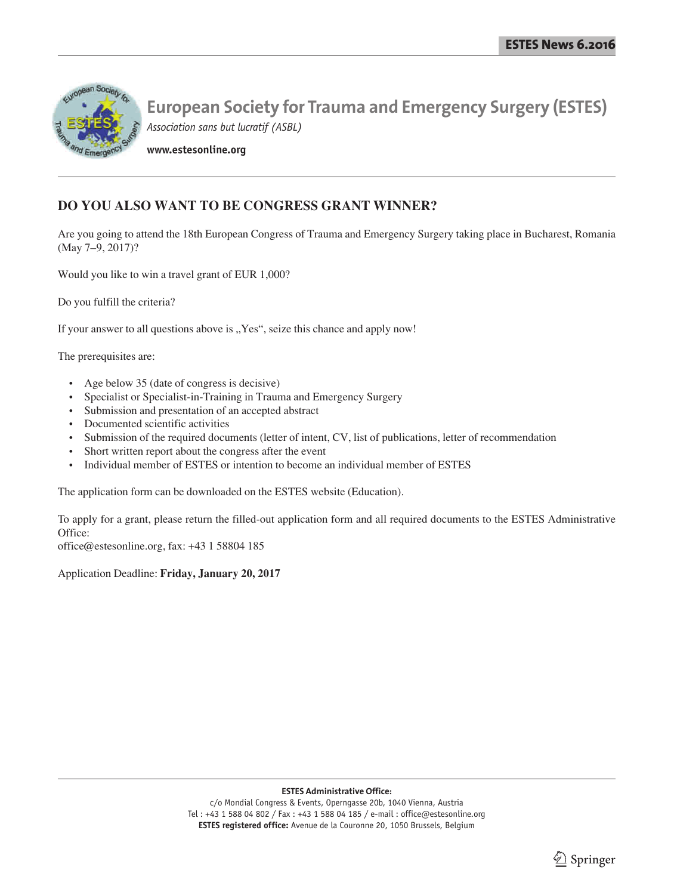# European Society for Trauma and Emergency Surgery (ESTES)

*Association sans but lucratif (ASBL)*

**www.estesonline.org**

## DO YOU ALSO WANT TO BE CONGRESS GRANT WINNER?

Are you going to attend the 18th European Congress of Trauma and Emergency Surgery taking place in Bucharest, Romania (May 7–9, 2017)?

Would you like to win a travel grant of EUR 1,000?

Do you fulfill the criteria?

If your answer to all questions above is „Yes", seize this chance and apply now!

The prerequisites are:

- Age below 35 (date of congress is decisive)
- Specialist or Specialist-in-Training in Trauma and Emergency Surgery
- Submission and presentation of an accepted abstract
- Documented scientific activities
- Submission of the required documents (letter of intent, CV, list of publications, letter of recommendation
- Short written report about the congress after the event
- Individual member of ESTES or intention to become an individual member of ESTES

The application form can be downloaded on the ESTES website (Education).

To apply for a grant, please return the filled-out application form and all required documents to the ESTES Administrative Office:
office@estesonline.org, fax: +43 1 58804 185

Application Deadline: **Friday, January 20, 2017**

**ESTES Administrative Office:**
c/o Mondial Congress & Events, Operngasse 20b, 1040 Vienna, Austria
Tel : +43 1 588 04 802 / Fax : +43 1 588 04 185 / e-mail : office@estesonline.org
**ESTES registered office:** Avenue de la Couronne 20, 1050 Brussels, Belgium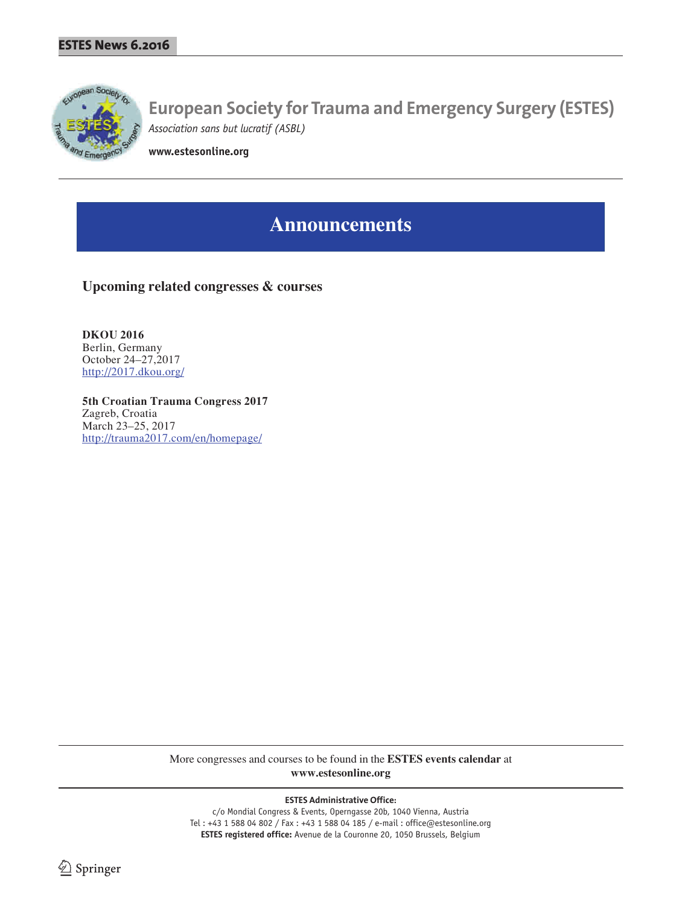# European Society for Trauma and Emergency Surgery (ESTES)

*Association sans but lucratif (ASBL)*

**www.estesonline.org**

## Announcements

### Upcoming related congresses & courses

**DKOU 2016**
Berlin, Germany
October 24–27,2017
http://2017.dkou.org/

**5th Croatian Trauma Congress 2017**
Zagreb, Croatia
March 23–25, 2017
http://trauma2017.com/en/homepage/

More congresses and courses to be found in the **ESTES events calendar** at
**www.estesonline.org**

**ESTES Administrative Office:**
c/o Mondial Congress & Events, Operngasse 20b, 1040 Vienna, Austria
Tel : +43 1 588 04 802 / Fax : +43 1 588 04 185 / e-mail : office@estesonline.org
**ESTES registered office:** Avenue de la Couronne 20, 1050 Brussels, Belgium